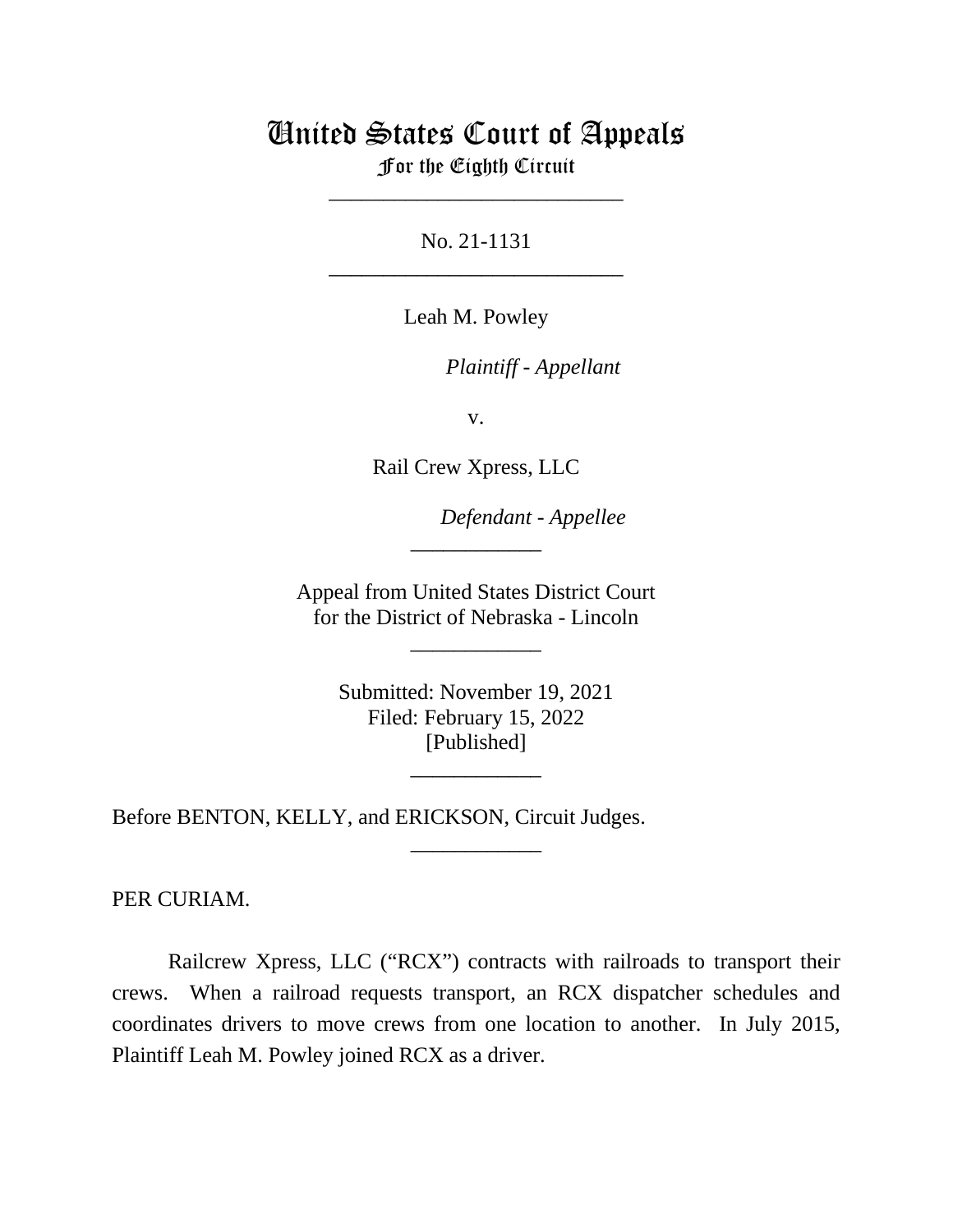# United States Court of Appeals
## For the Eighth Circuit

\_\_\_\_\_\_\_\_\_\_\_\_\_\_\_\_\_\_\_\_\_\_\_\_\_\_\_

No. 21-1131

\_\_\_\_\_\_\_\_\_\_\_\_\_\_\_\_\_\_\_\_\_\_\_\_\_\_\_

Leah M. Powley

*Plaintiff - Appellant*

v.

Rail Crew Xpress, LLC

*Defendant - Appellee*

\_\_\_\_\_\_\_\_\_\_\_\_

Appeal from United States District Court
for the District of Nebraska - Lincoln

\_\_\_\_\_\_\_\_\_\_\_\_

Submitted: November 19, 2021
Filed: February 15, 2022
[Published]

\_\_\_\_\_\_\_\_\_\_\_\_

Before BENTON, KELLY, and ERICKSON, Circuit Judges.

\_\_\_\_\_\_\_\_\_\_\_\_

PER CURIAM.

Railcrew Xpress, LLC ("RCX") contracts with railroads to transport their crews. When a railroad requests transport, an RCX dispatcher schedules and coordinates drivers to move crews from one location to another. In July 2015, Plaintiff Leah M. Powley joined RCX as a driver.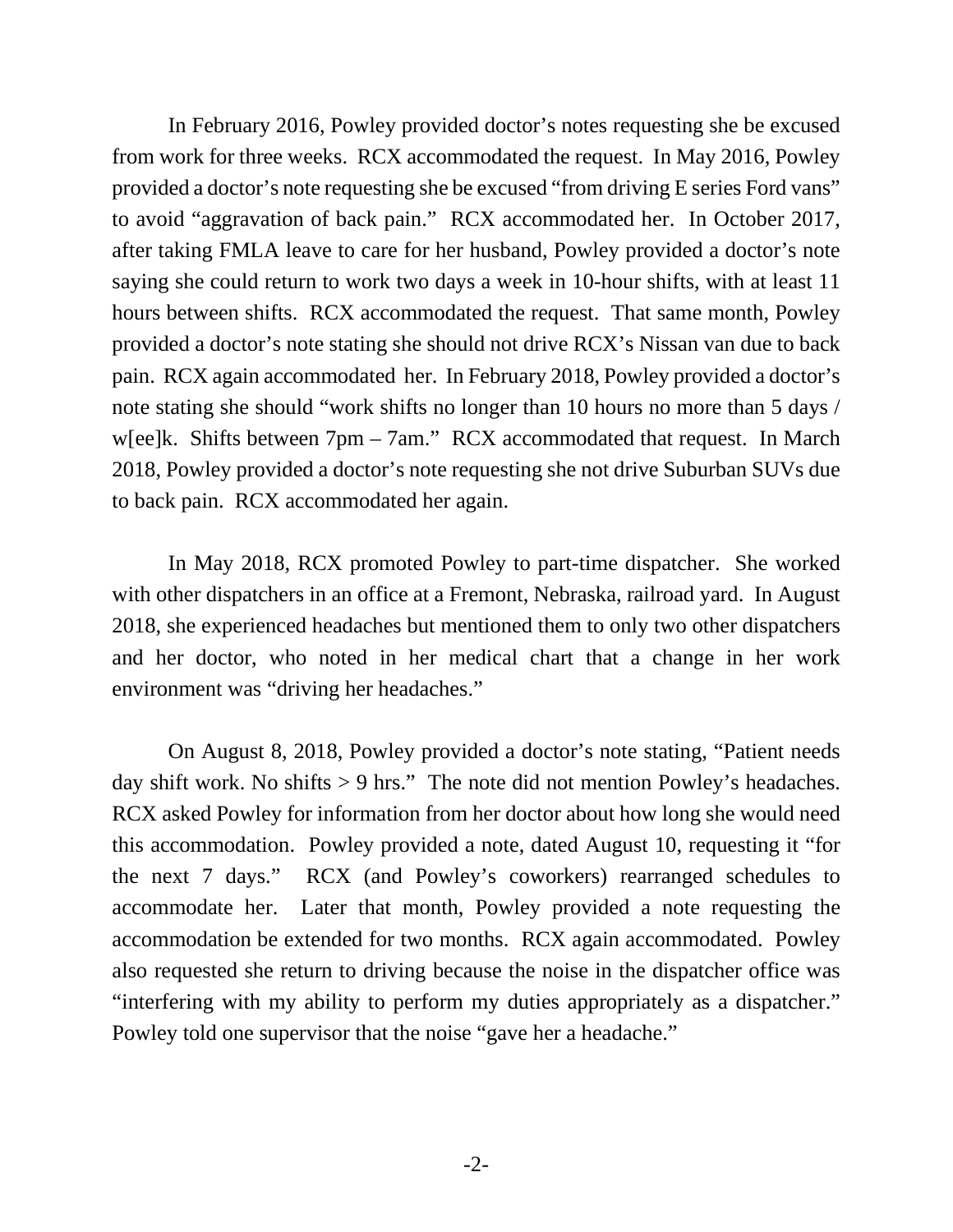In February 2016, Powley provided doctor's notes requesting she be excused from work for three weeks. RCX accommodated the request. In May 2016, Powley provided a doctor's note requesting she be excused "from driving E series Ford vans" to avoid "aggravation of back pain." RCX accommodated her. In October 2017, after taking FMLA leave to care for her husband, Powley provided a doctor's note saying she could return to work two days a week in 10-hour shifts, with at least 11 hours between shifts. RCX accommodated the request. That same month, Powley provided a doctor's note stating she should not drive RCX's Nissan van due to back pain. RCX again accommodated her. In February 2018, Powley provided a doctor's note stating she should "work shifts no longer than 10 hours no more than 5 days / w[ee]k. Shifts between 7pm – 7am." RCX accommodated that request. In March 2018, Powley provided a doctor's note requesting she not drive Suburban SUVs due to back pain. RCX accommodated her again.

In May 2018, RCX promoted Powley to part-time dispatcher. She worked with other dispatchers in an office at a Fremont, Nebraska, railroad yard. In August 2018, she experienced headaches but mentioned them to only two other dispatchers and her doctor, who noted in her medical chart that a change in her work environment was "driving her headaches."

On August 8, 2018, Powley provided a doctor's note stating, "Patient needs day shift work. No shifts > 9 hrs." The note did not mention Powley's headaches. RCX asked Powley for information from her doctor about how long she would need this accommodation. Powley provided a note, dated August 10, requesting it "for the next 7 days." RCX (and Powley's coworkers) rearranged schedules to accommodate her. Later that month, Powley provided a note requesting the accommodation be extended for two months. RCX again accommodated. Powley also requested she return to driving because the noise in the dispatcher office was "interfering with my ability to perform my duties appropriately as a dispatcher." Powley told one supervisor that the noise "gave her a headache."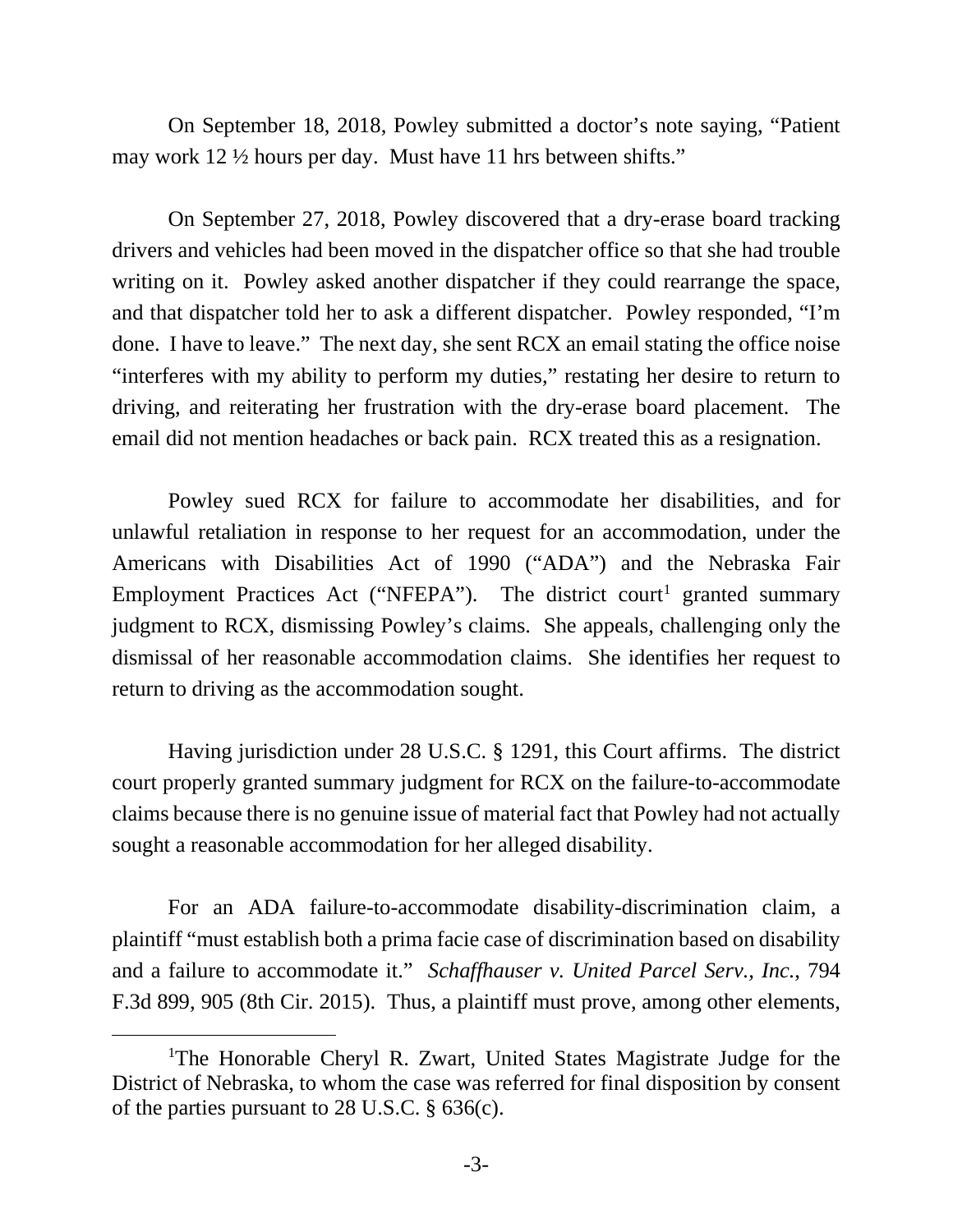On September 18, 2018, Powley submitted a doctor's note saying, "Patient may work 12 ½ hours per day. Must have 11 hrs between shifts."

On September 27, 2018, Powley discovered that a dry-erase board tracking drivers and vehicles had been moved in the dispatcher office so that she had trouble writing on it. Powley asked another dispatcher if they could rearrange the space, and that dispatcher told her to ask a different dispatcher. Powley responded, "I'm done. I have to leave." The next day, she sent RCX an email stating the office noise "interferes with my ability to perform my duties," restating her desire to return to driving, and reiterating her frustration with the dry-erase board placement. The email did not mention headaches or back pain. RCX treated this as a resignation.

Powley sued RCX for failure to accommodate her disabilities, and for unlawful retaliation in response to her request for an accommodation, under the Americans with Disabilities Act of 1990 ("ADA") and the Nebraska Fair Employment Practices Act ("NFEPA"). The district court[1] granted summary judgment to RCX, dismissing Powley's claims. She appeals, challenging only the dismissal of her reasonable accommodation claims. She identifies her request to return to driving as the accommodation sought.

Having jurisdiction under 28 U.S.C. § 1291, this Court affirms. The district court properly granted summary judgment for RCX on the failure-to-accommodate claims because there is no genuine issue of material fact that Powley had not actually sought a reasonable accommodation for her alleged disability.

For an ADA failure-to-accommodate disability-discrimination claim, a plaintiff "must establish both a prima facie case of discrimination based on disability and a failure to accommodate it." *Schaffhauser v. United Parcel Serv., Inc.*, 794 F.3d 899, 905 (8th Cir. 2015). Thus, a plaintiff must prove, among other elements,

---

[1]The Honorable Cheryl R. Zwart, United States Magistrate Judge for the District of Nebraska, to whom the case was referred for final disposition by consent of the parties pursuant to 28 U.S.C. § 636(c).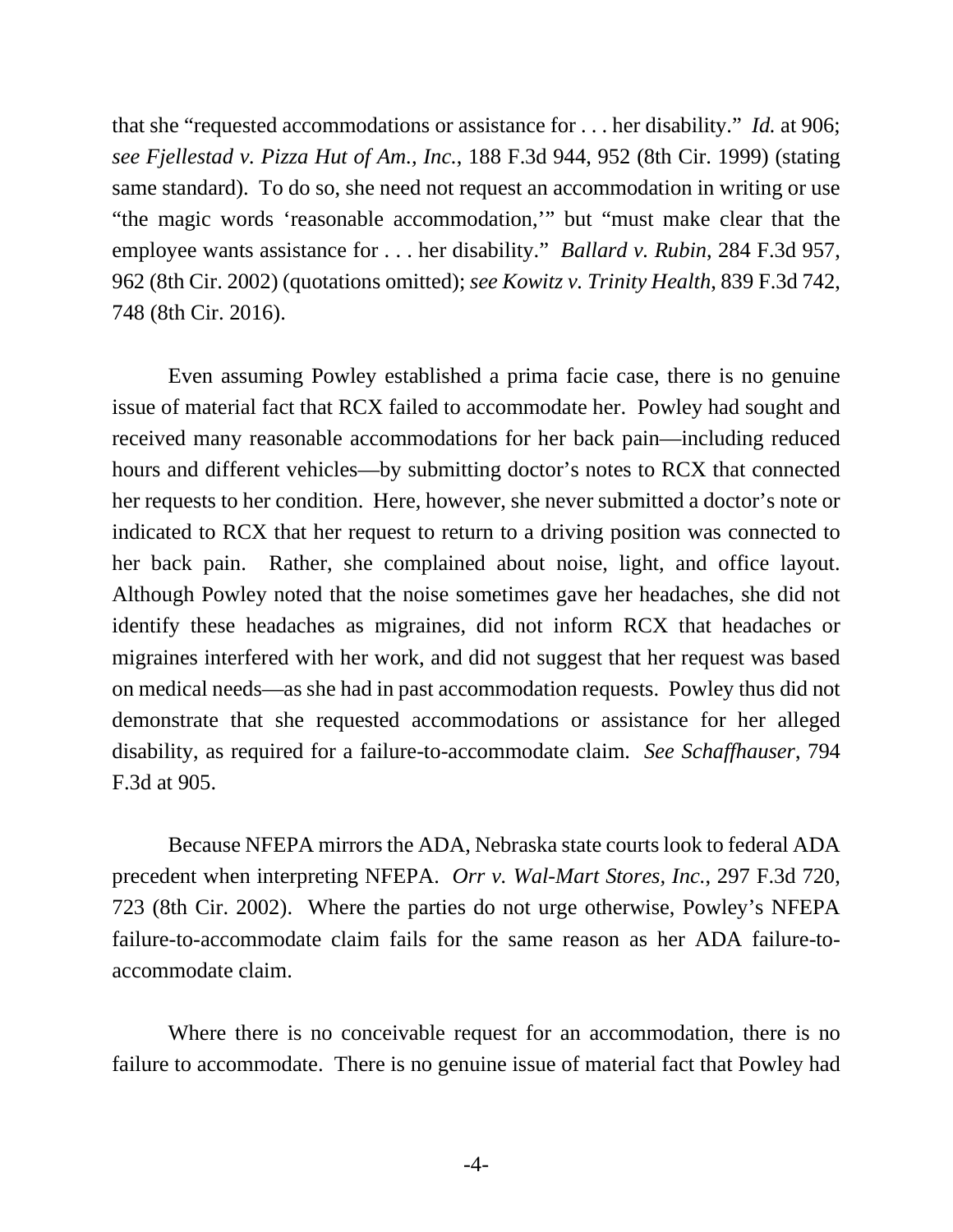that she "requested accommodations or assistance for . . . her disability." *Id.* at 906; *see Fjellestad v. Pizza Hut of Am., Inc.*, 188 F.3d 944, 952 (8th Cir. 1999) (stating same standard). To do so, she need not request an accommodation in writing or use "the magic words 'reasonable accommodation,'" but "must make clear that the employee wants assistance for . . . her disability." *Ballard v. Rubin*, 284 F.3d 957, 962 (8th Cir. 2002) (quotations omitted); *see Kowitz v. Trinity Health*, 839 F.3d 742, 748 (8th Cir. 2016).

Even assuming Powley established a prima facie case, there is no genuine issue of material fact that RCX failed to accommodate her. Powley had sought and received many reasonable accommodations for her back pain—including reduced hours and different vehicles—by submitting doctor's notes to RCX that connected her requests to her condition. Here, however, she never submitted a doctor's note or indicated to RCX that her request to return to a driving position was connected to her back pain. Rather, she complained about noise, light, and office layout. Although Powley noted that the noise sometimes gave her headaches, she did not identify these headaches as migraines, did not inform RCX that headaches or migraines interfered with her work, and did not suggest that her request was based on medical needs—as she had in past accommodation requests. Powley thus did not demonstrate that she requested accommodations or assistance for her alleged disability, as required for a failure-to-accommodate claim. *See Schaffhauser*, 794 F.3d at 905.

Because NFEPA mirrors the ADA, Nebraska state courts look to federal ADA precedent when interpreting NFEPA. *Orr v. Wal-Mart Stores, Inc.*, 297 F.3d 720, 723 (8th Cir. 2002). Where the parties do not urge otherwise, Powley's NFEPA failure-to-accommodate claim fails for the same reason as her ADA failure-to-accommodate claim.

Where there is no conceivable request for an accommodation, there is no failure to accommodate. There is no genuine issue of material fact that Powley had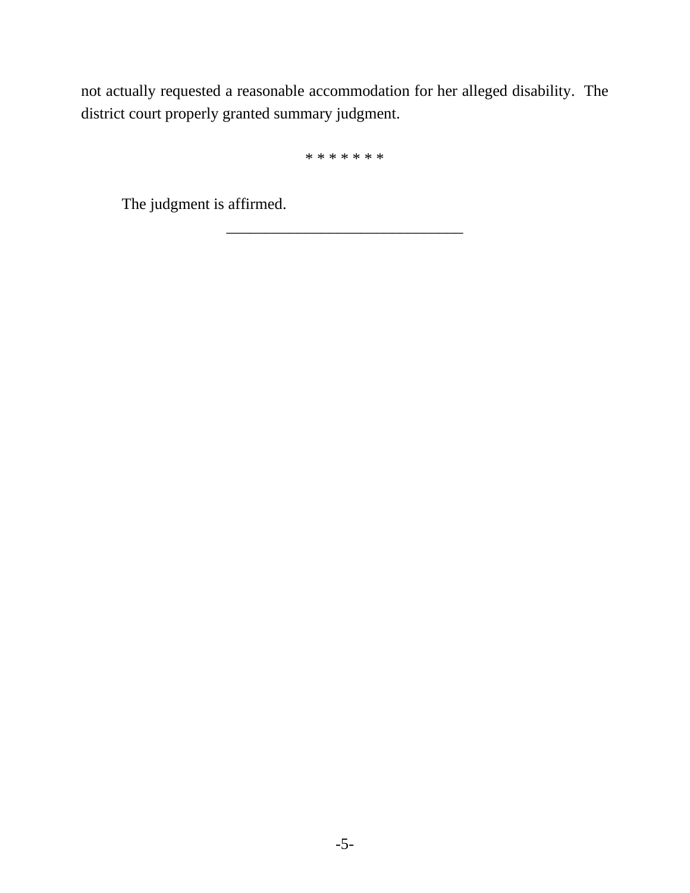not actually requested a reasonable accommodation for her alleged disability. The district court properly granted summary judgment.

\* \* \* \* \* \* \*

The judgment is affirmed.

______________________________